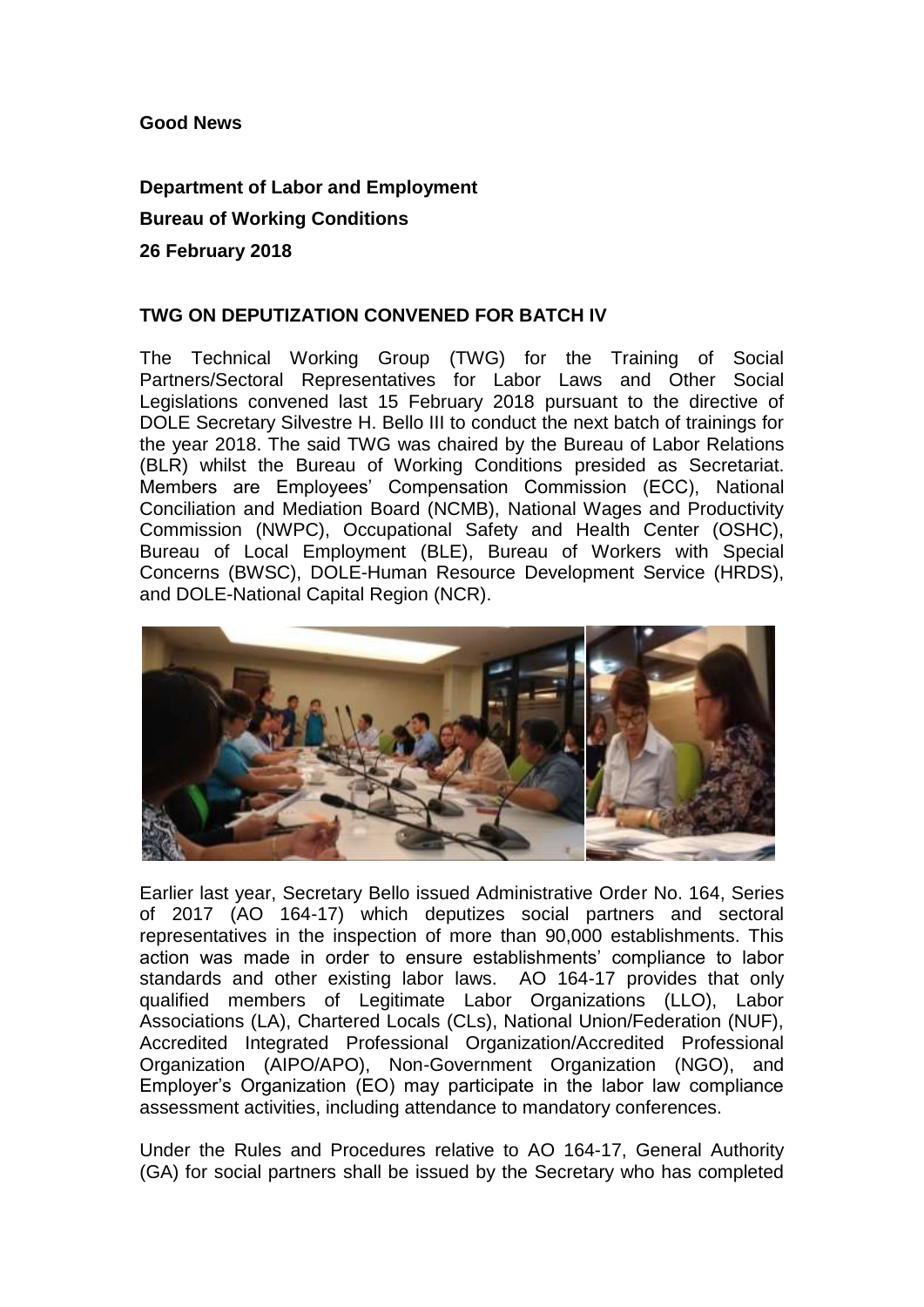**Good News**

**Department of Labor and Employment**

**Bureau of Working Conditions**

**26 February 2018**

**TWG ON DEPUTIZATION CONVENED FOR BATCH IV**

The Technical Working Group (TWG) for the Training of Social Partners/Sectoral Representatives for Labor Laws and Other Social Legislations convened last 15 February 2018 pursuant to the directive of DOLE Secretary Silvestre H. Bello III to conduct the next batch of trainings for the year 2018. The said TWG was chaired by the Bureau of Labor Relations (BLR) whilst the Bureau of Working Conditions presided as Secretariat. Members are Employees' Compensation Commission (ECC), National Conciliation and Mediation Board (NCMB), National Wages and Productivity Commission (NWPC), Occupational Safety and Health Center (OSHC), Bureau of Local Employment (BLE), Bureau of Workers with Special Concerns (BWSC), DOLE-Human Resource Development Service (HRDS), and DOLE-National Capital Region (NCR).

Earlier last year, Secretary Bello issued Administrative Order No. 164, Series of 2017 (AO 164-17) which deputizes social partners and sectoral representatives in the inspection of more than 90,000 establishments. This action was made in order to ensure establishments' compliance to labor standards and other existing labor laws. AO 164-17 provides that only qualified members of Legitimate Labor Organizations (LLO), Labor Associations (LA), Chartered Locals (CLs), National Union/Federation (NUF), Accredited Integrated Professional Organization/Accredited Professional Organization (AIPO/APO), Non-Government Organization (NGO), and Employer's Organization (EO) may participate in the labor law compliance assessment activities, including attendance to mandatory conferences.

Under the Rules and Procedures relative to AO 164-17, General Authority (GA) for social partners shall be issued by the Secretary who has completed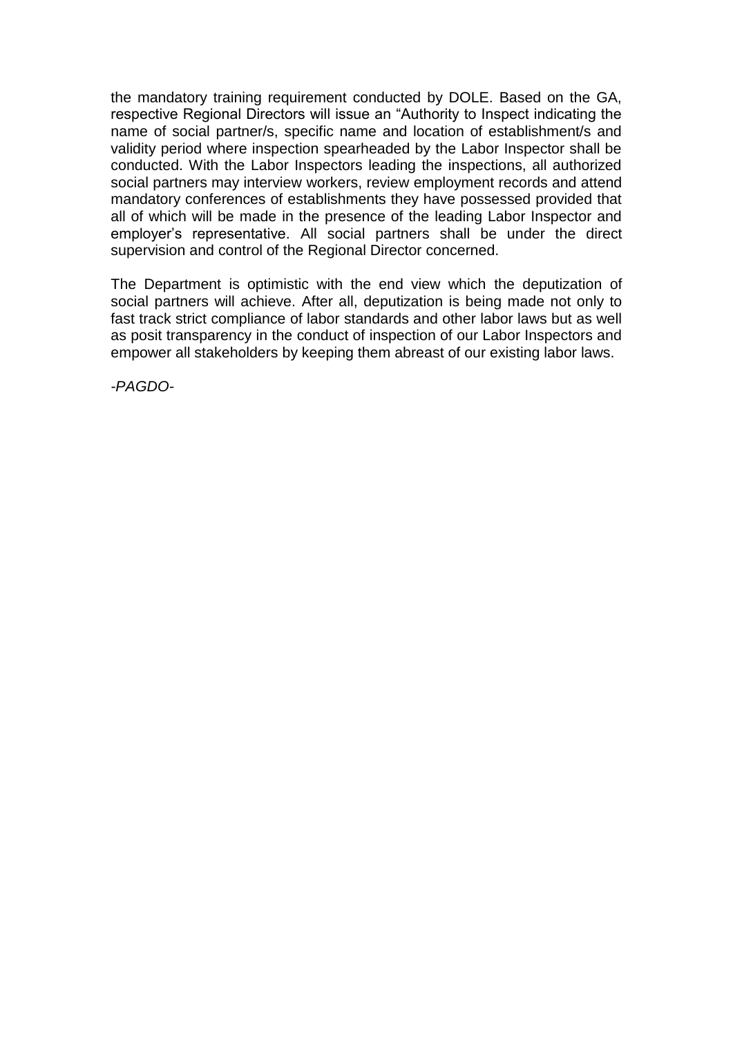the mandatory training requirement conducted by DOLE. Based on the GA, respective Regional Directors will issue an "Authority to Inspect indicating the name of social partner/s, specific name and location of establishment/s and validity period where inspection spearheaded by the Labor Inspector shall be conducted. With the Labor Inspectors leading the inspections, all authorized social partners may interview workers, review employment records and attend mandatory conferences of establishments they have possessed provided that all of which will be made in the presence of the leading Labor Inspector and employer's representative. All social partners shall be under the direct supervision and control of the Regional Director concerned.

The Department is optimistic with the end view which the deputization of social partners will achieve. After all, deputization is being made not only to fast track strict compliance of labor standards and other labor laws but as well as posit transparency in the conduct of inspection of our Labor Inspectors and empower all stakeholders by keeping them abreast of our existing labor laws.

*-PAGDO-*